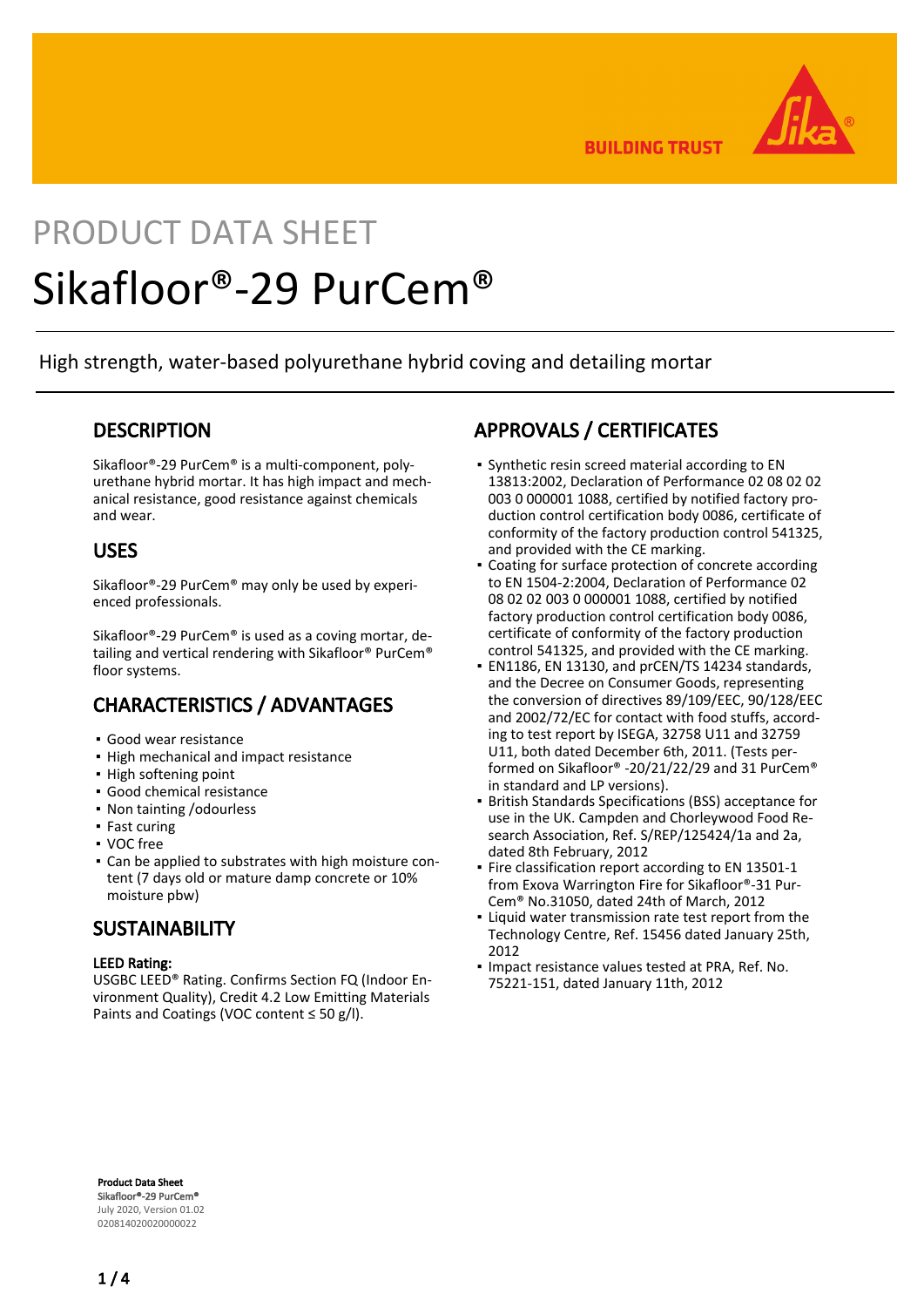# PRODUCT DATA SHEET

# Sikafloor®-29 PurCem®

High strength, water-based polyurethane hybrid coving and detailing mortar

## DESCRIPTION

Sikafloor®-29 PurCem® is a multi-component, polyurethane hybrid mortar. It has high impact and mechanical resistance, good resistance against chemicals and wear.

## USES

Sikafloor®-29 PurCem® may only be used by experienced professionals.

Sikafloor®-29 PurCem® is used as a coving mortar, detailing and vertical rendering with Sikafloor® PurCem® floor systems.

## CHARACTERISTICS / ADVANTAGES

- Good wear resistance
- High mechanical and impact resistance
- High softening point
- Good chemical resistance
- Non tainting /odourless
- Fast curing
- VOC free
- Can be applied to substrates with high moisture content (7 days old or mature damp concrete or 10% moisture pbw)

## SUSTAINABILITY

**LEED Rating:**
USGBC LEED® Rating. Confirms Section FQ (Indoor Environment Quality), Credit 4.2 Low Emitting Materials Paints and Coatings (VOC content ≤ 50 g/l).

## APPROVALS / CERTIFICATES

- Synthetic resin screed material according to EN 13813:2002, Declaration of Performance 02 08 02 02 003 0 000001 1088, certified by notified factory production control certification body 0086, certificate of conformity of the factory production control 541325, and provided with the CE marking.
- Coating for surface protection of concrete according to EN 1504-2:2004, Declaration of Performance 02 08 02 02 003 0 000001 1088, certified by notified factory production control certification body 0086, certificate of conformity of the factory production control 541325, and provided with the CE marking.
- EN1186, EN 13130, and prCEN/TS 14234 standards, and the Decree on Consumer Goods, representing the conversion of directives 89/109/EEC, 90/128/EEC and 2002/72/EC for contact with food stuffs, according to test report by ISEGA, 32758 U11 and 32759 U11, both dated December 6th, 2011. (Tests performed on Sikafloor® -20/21/22/29 and 31 PurCem® in standard and LP versions).
- British Standards Specifications (BSS) acceptance for use in the UK. Campden and Chorleywood Food Research Association, Ref. S/REP/125424/1a and 2a, dated 8th February, 2012
- Fire classification report according to EN 13501-1 from Exova Warrington Fire for Sikafloor®-31 PurCem® No.31050, dated 24th of March, 2012
- Liquid water transmission rate test report from the Technology Centre, Ref. 15456 dated January 25th, 2012
- Impact resistance values tested at PRA, Ref. No. 75221-151, dated January 11th, 2012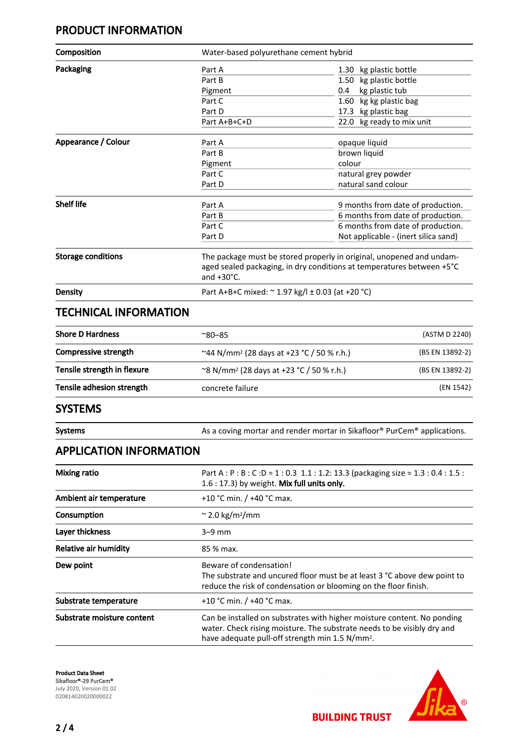## PRODUCT INFORMATION

| | | |
|---|---|---|
| **Composition** | Water-based polyurethane cement hybrid | |
| **Packaging** | Part A | 1.30 kg plastic bottle |
| | Part B | 1.50 kg plastic bottle |
| | Pigment | 0.4 kg plastic tub |
| | Part C | 1.60 kg kg plastic bag |
| | Part D | 17.3 kg plastic bag |
| | Part A+B+C+D | 22.0 kg ready to mix unit |
| **Appearance / Colour** | Part A | opaque liquid |
| | Part B | brown liquid |
| | Pigment | colour |
| | Part C | natural grey powder |
| | Part D | natural sand colour |
| **Shelf life** | Part A | 9 months from date of production. |
| | Part B | 6 months from date of production. |
| | Part C | 6 months from date of production. |
| | Part D | Not applicable - (inert silica sand) |
| **Storage conditions** | The package must be stored properly in original, unopened and undamaged sealed packaging, in dry conditions at temperatures between +5°C and +30°C. | |
| **Density** | Part A+B+C mixed: ~ 1.97 kg/l ± 0.03 (at +20 °C) | |

## TECHNICAL INFORMATION

| | | |
|---|---|---|
| **Shore D Hardness** | ~80–85 | (ASTM D 2240) |
| **Compressive strength** | ~44 N/mm² (28 days at +23 °C / 50 % r.h.) | (BS EN 13892-2) |
| **Tensile strength in flexure** | ~8 N/mm² (28 days at +23 °C / 50 % r.h.) | (BS EN 13892-2) |
| **Tensile adhesion strength** | concrete failure | (EN 1542) |

## SYSTEMS

| | |
|---|---|
| **Systems** | As a coving mortar and render mortar in Sikafloor® PurCem® applications. |

## APPLICATION INFORMATION

| | |
|---|---|
| **Mixing ratio** | Part A : P : B : C :D = 1 : 0.3 1.1 : 1.2: 13.3 (packaging size = 1.3 : 0.4 : 1.5 : 1.6 : 17.3) by weight. **Mix full units only.** |
| **Ambient air temperature** | +10 °C min. / +40 °C max. |
| **Consumption** | ~ 2.0 kg/m²/mm |
| **Layer thickness** | 3–9 mm |
| **Relative air humidity** | 85 % max. |
| **Dew point** | Beware of condensation!<br>The substrate and uncured floor must be at least 3 °C above dew point to reduce the risk of condensation or blooming on the floor finish. |
| **Substrate temperature** | +10 °C min. / +40 °C max. |
| **Substrate moisture content** | Can be installed on substrates with higher moisture content. No ponding water. Check rising moisture. The substrate needs to be visibly dry and have adequate pull-off strength min 1.5 N/mm². |

**Product Data Sheet**
**Sikafloor®-29 PurCem®**
July 2020, Version 01.02
020814020020000022

BUILDING TRUST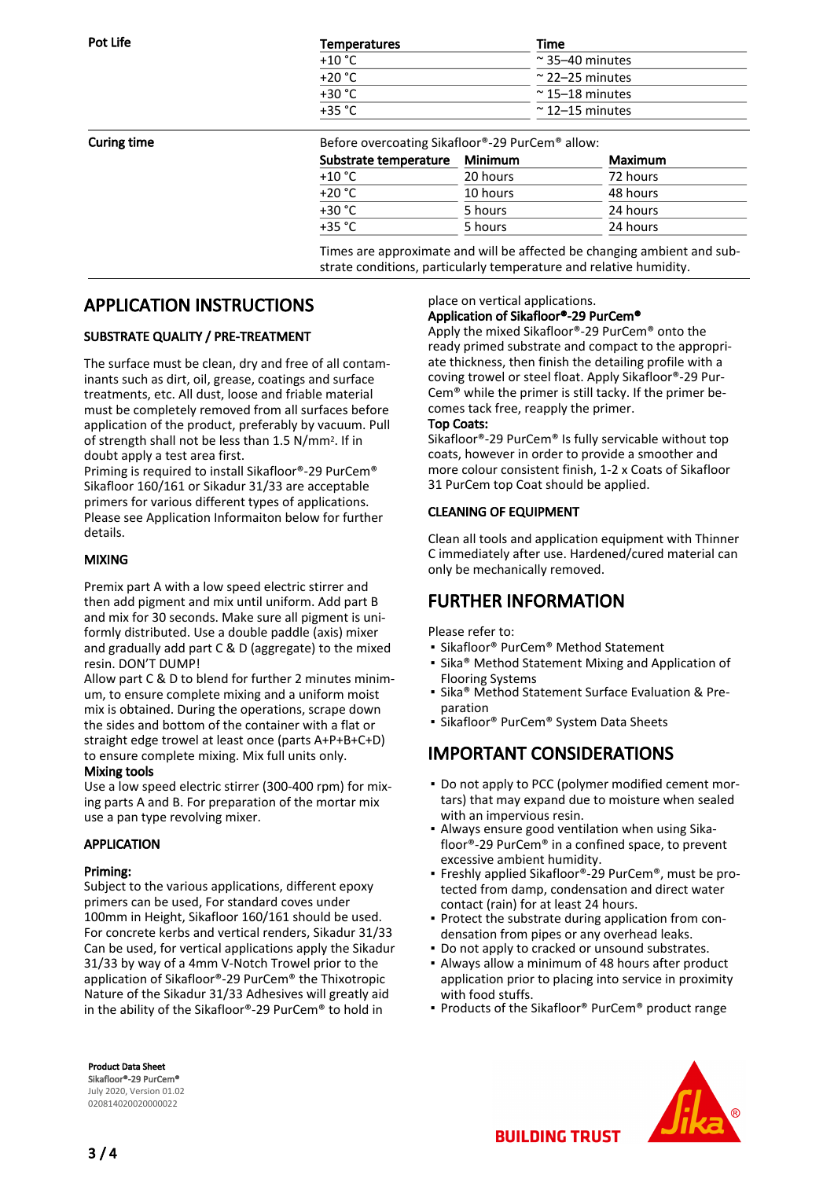| Pot Life | Temperatures | Time |
|---|---|---|
| | +10 °C | ~ 35–40 minutes |
| | +20 °C | ~ 22–25 minutes |
| | +30 °C | ~ 15–18 minutes |
| | +35 °C | ~ 12–15 minutes |

**Curing time**

Before overcoating Sikafloor®-29 PurCem® allow:

| Substrate temperature | Minimum | Maximum |
|---|---|---|
| +10 °C | 20 hours | 72 hours |
| +20 °C | 10 hours | 48 hours |
| +30 °C | 5 hours | 24 hours |
| +35 °C | 5 hours | 24 hours |

Times are approximate and will be affected be changing ambient and substrate conditions, particularly temperature and relative humidity.

# APPLICATION INSTRUCTIONS

## SUBSTRATE QUALITY / PRE-TREATMENT

The surface must be clean, dry and free of all contaminants such as dirt, oil, grease, coatings and surface treatments, etc. All dust, loose and friable material must be completely removed from all surfaces before application of the product, preferably by vacuum. Pull of strength shall not be less than 1.5 N/mm². If in doubt apply a test area first.
Priming is required to install Sikafloor®-29 PurCem® Sikafloor 160/161 or Sikadur 31/33 are acceptable primers for various different types of applications. Please see Application Informaiton below for further details.

## MIXING

Premix part A with a low speed electric stirrer and then add pigment and mix until uniform. Add part B and mix for 30 seconds. Make sure all pigment is uniformly distributed. Use a double paddle (axis) mixer and gradually add part C & D (aggregate) to the mixed resin. DON'T DUMP!
Allow part C & D to blend for further 2 minutes minimum, to ensure complete mixing and a uniform moist mix is obtained. During the operations, scrape down the sides and bottom of the container with a flat or straight edge trowel at least once (parts A+P+B+C+D) to ensure complete mixing. Mix full units only.

**Mixing tools**
Use a low speed electric stirrer (300-400 rpm) for mixing parts A and B. For preparation of the mortar mix use a pan type revolving mixer.

## APPLICATION

**Priming:**
Subject to the various applications, different epoxy primers can be used, For standard coves under 100mm in Height, Sikafloor 160/161 should be used. For concrete kerbs and vertical renders, Sikadur 31/33 Can be used, for vertical applications apply the Sikadur 31/33 by way of a 4mm V-Notch Trowel prior to the application of Sikafloor®-29 PurCem® the Thixotropic Nature of the Sikadur 31/33 Adhesives will greatly aid in the ability of the Sikafloor®-29 PurCem® to hold in place on vertical applications.

**Application of Sikafloor®-29 PurCem®**
Apply the mixed Sikafloor®-29 PurCem® onto the ready primed substrate and compact to the appropriate thickness, then finish the detailing profile with a coving trowel or steel float. Apply Sikafloor®-29 PurCem® while the primer is still tacky. If the primer becomes tack free, reapply the primer.

**Top Coats:**
Sikafloor®-29 PurCem® Is fully servicable without top coats, however in order to provide a smoother and more colour consistent finish, 1-2 x Coats of Sikafloor 31 PurCem top Coat should be applied.

## CLEANING OF EQUIPMENT

Clean all tools and application equipment with Thinner C immediately after use. Hardened/cured material can only be mechanically removed.

# FURTHER INFORMATION

Please refer to:
- Sikafloor® PurCem® Method Statement
- Sika® Method Statement Mixing and Application of Flooring Systems
- Sika® Method Statement Surface Evaluation & Preparation
- Sikafloor® PurCem® System Data Sheets

# IMPORTANT CONSIDERATIONS

- Do not apply to PCC (polymer modified cement mortars) that may expand due to moisture when sealed with an impervious resin.
- Always ensure good ventilation when using Sikafloor®-29 PurCem® in a confined space, to prevent excessive ambient humidity.
- Freshly applied Sikafloor®-29 PurCem®, must be protected from damp, condensation and direct water contact (rain) for at least 24 hours.
- Protect the substrate during application from condensation from pipes or any overhead leaks.
- Do not apply to cracked or unsound substrates.
- Always allow a minimum of 48 hours after product application prior to placing into service in proximity with food stuffs.
- Products of the Sikafloor® PurCem® product range

**Product Data Sheet**
Sikafloor®-29 PurCem®
July 2020, Version 01.02
020814020020000022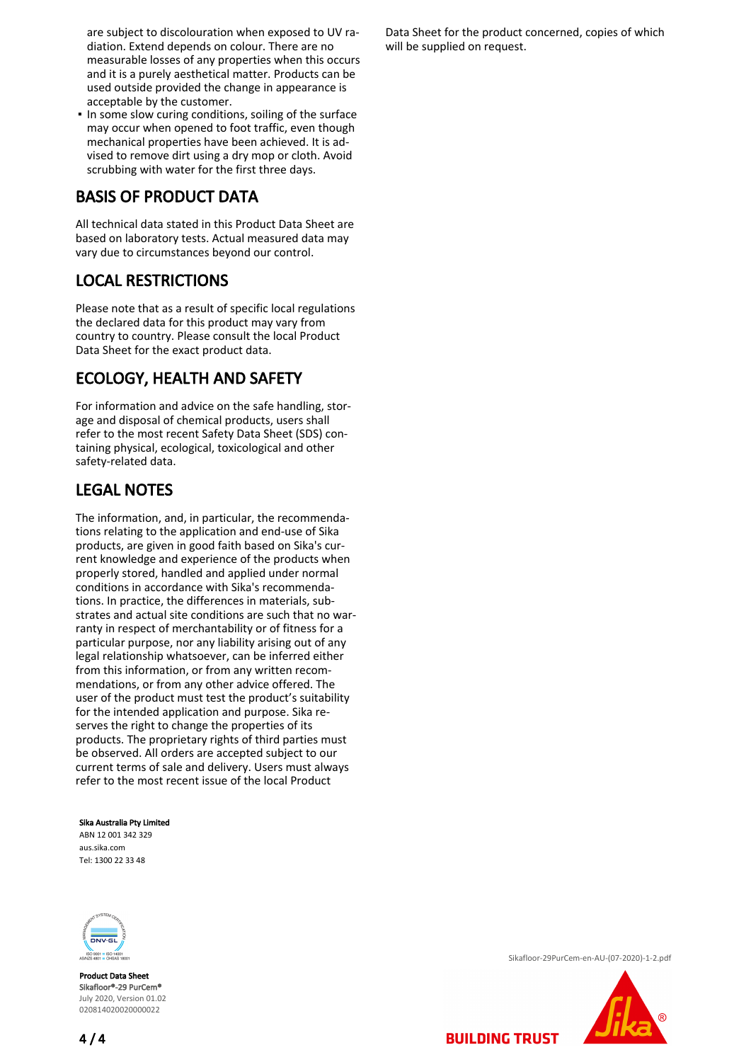are subject to discolouration when exposed to UV radiation. Extend depends on colour. There are no measurable losses of any properties when this occurs and it is a purely aesthetical matter. Products can be used outside provided the change in appearance is acceptable by the customer.

- In some slow curing conditions, soiling of the surface may occur when opened to foot traffic, even though mechanical properties have been achieved. It is advised to remove dirt using a dry mop or cloth. Avoid scrubbing with water for the first three days.

## BASIS OF PRODUCT DATA

All technical data stated in this Product Data Sheet are based on laboratory tests. Actual measured data may vary due to circumstances beyond our control.

## LOCAL RESTRICTIONS

Please note that as a result of specific local regulations the declared data for this product may vary from country to country. Please consult the local Product Data Sheet for the exact product data.

## ECOLOGY, HEALTH AND SAFETY

For information and advice on the safe handling, storage and disposal of chemical products, users shall refer to the most recent Safety Data Sheet (SDS) containing physical, ecological, toxicological and other safety-related data.

## LEGAL NOTES

The information, and, in particular, the recommendations relating to the application and end-use of Sika products, are given in good faith based on Sika's current knowledge and experience of the products when properly stored, handled and applied under normal conditions in accordance with Sika's recommendations. In practice, the differences in materials, substrates and actual site conditions are such that no warranty in respect of merchantability or of fitness for a particular purpose, nor any liability arising out of any legal relationship whatsoever, can be inferred either from this information, or from any written recommendations, or from any other advice offered. The user of the product must test the product's suitability for the intended application and purpose. Sika reserves the right to change the properties of its products. The proprietary rights of third parties must be observed. All orders are accepted subject to our current terms of sale and delivery. Users must always refer to the most recent issue of the local Product Data Sheet for the product concerned, copies of which will be supplied on request.

**Sika Australia Pty Limited**
ABN 12 001 342 329
aus.sika.com
Tel: 1300 22 33 48

**Product Data Sheet**
**Sikafloor®-29 PurCem®**
July 2020, Version 01.02
020814020020000022

Sikafloor-29PurCem-en-AU-(07-2020)-1-2.pdf

**BUILDING TRUST**